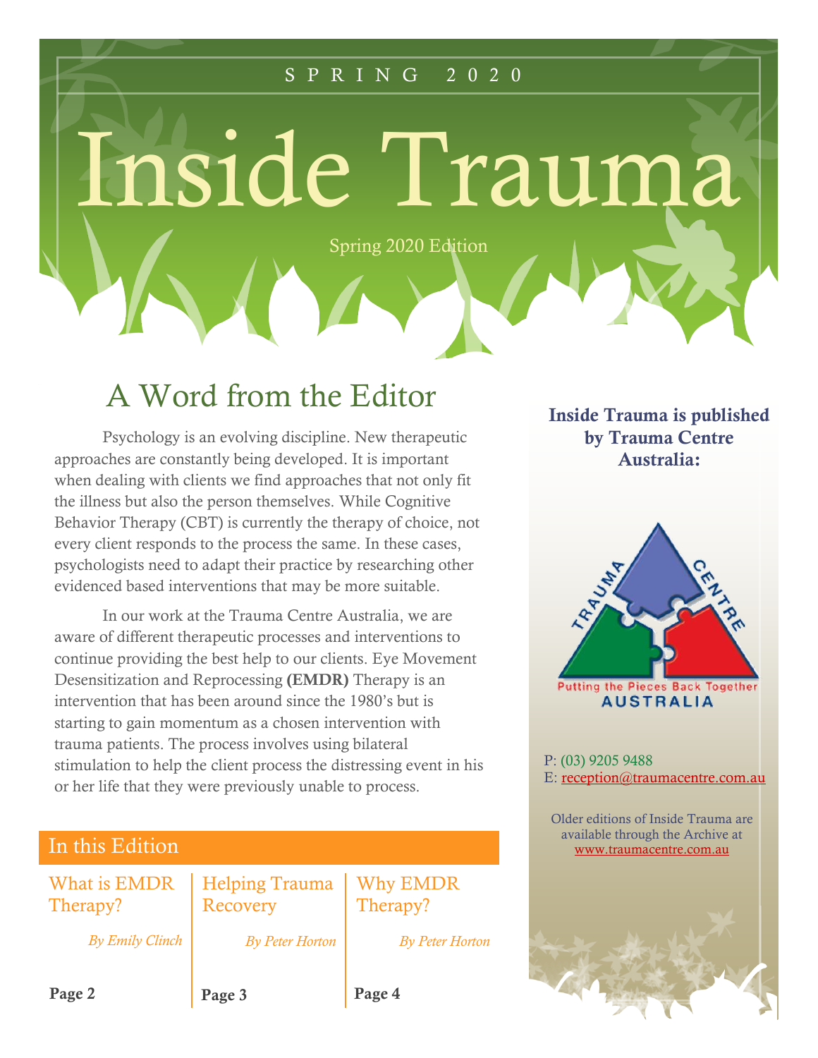SPRING 2020

# Inside Trauma

Spring 2020 Edition

## A Word from the Editor

Psychology is an evolving discipline. New therapeutic approaches are constantly being developed. It is important when dealing with clients we find approaches that not only fit the illness but also the person themselves. While Cognitive Behavior Therapy (CBT) is currently the therapy of choice, not every client responds to the process the same. In these cases, psychologists need to adapt their practice by researching other evidenced based interventions that may be more suitable.

In our work at the Trauma Centre Australia, we are aware of different therapeutic processes and interventions to continue providing the best help to our clients. Eye Movement Desensitization and Reprocessing **(EMDR)** Therapy is an intervention that has been around since the 1980's but is starting to gain momentum as a chosen intervention with trauma patients. The process involves using bilateral stimulation to help the client process the distressing event in his or her life that they were previously unable to process.

## In this Edition

| What is EMDR Therapy? | Helping Trauma Recovery | Why EMDR Therapy? |
|---|---|---|
| *By Emily Clinch* | *By Peter Horton* | *By Peter Horton* |
| **Page 2** | **Page 3** | **Page 4** |

**Inside Trauma is published by Trauma Centre Australia:**

TRAUMA CENTRE
Putting the Pieces Back Together
AUSTRALIA

P: (03) 9205 9488
E: reception@traumacentre.com.au

Older editions of Inside Trauma are available through the Archive at www.traumacentre.com.au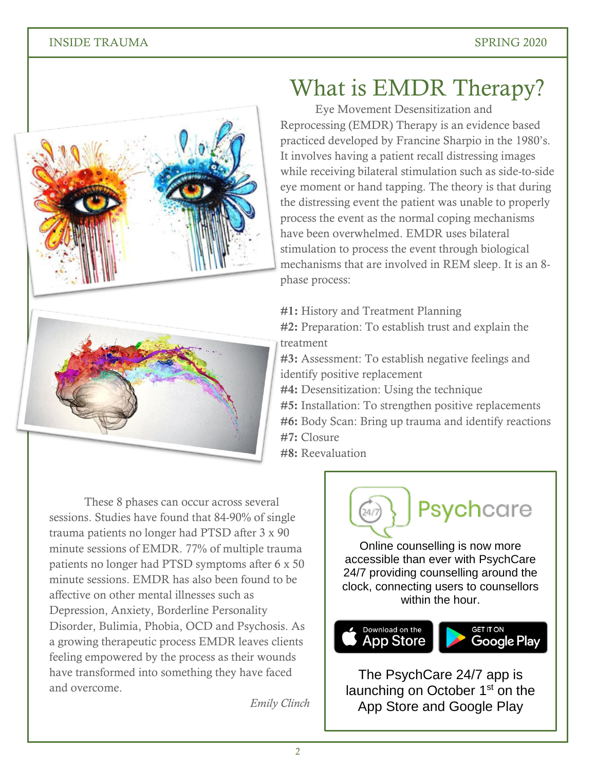# What is EMDR Therapy?

Eye Movement Desensitization and Reprocessing (EMDR) Therapy is an evidence based practiced developed by Francine Sharpio in the 1980's. It involves having a patient recall distressing images while receiving bilateral stimulation such as side-to-side eye moment or hand tapping. The theory is that during the distressing event the patient was unable to properly process the event as the normal coping mechanisms have been overwhelmed. EMDR uses bilateral stimulation to process the event through biological mechanisms that are involved in REM sleep. It is an 8-phase process:

**#1:** History and Treatment Planning
**#2:** Preparation: To establish trust and explain the treatment
**#3:** Assessment: To establish negative feelings and identify positive replacement
**#4:** Desensitization: Using the technique
**#5:** Installation: To strengthen positive replacements
**#6:** Body Scan: Bring up trauma and identify reactions
**#7:** Closure
**#8:** Reevaluation

These 8 phases can occur across several sessions. Studies have found that 84-90% of single trauma patients no longer had PTSD after 3 x 90 minute sessions of EMDR. 77% of multiple trauma patients no longer had PTSD symptoms after 6 x 50 minute sessions. EMDR has also been found to be affective on other mental illnesses such as Depression, Anxiety, Borderline Personality Disorder, Bulimia, Phobia, OCD and Psychosis. As a growing therapeutic process EMDR leaves clients feeling empowered by the process as their wounds have transformed into something they have faced and overcome.

*Emily Clinch*

Psychcare

Online counselling is now more accessible than ever with PsychCare 24/7 providing counselling around the clock, connecting users to counsellors within the hour.

Download on the App Store | GET IT ON Google Play

The PsychCare 24/7 app is launching on October 1st on the App Store and Google Play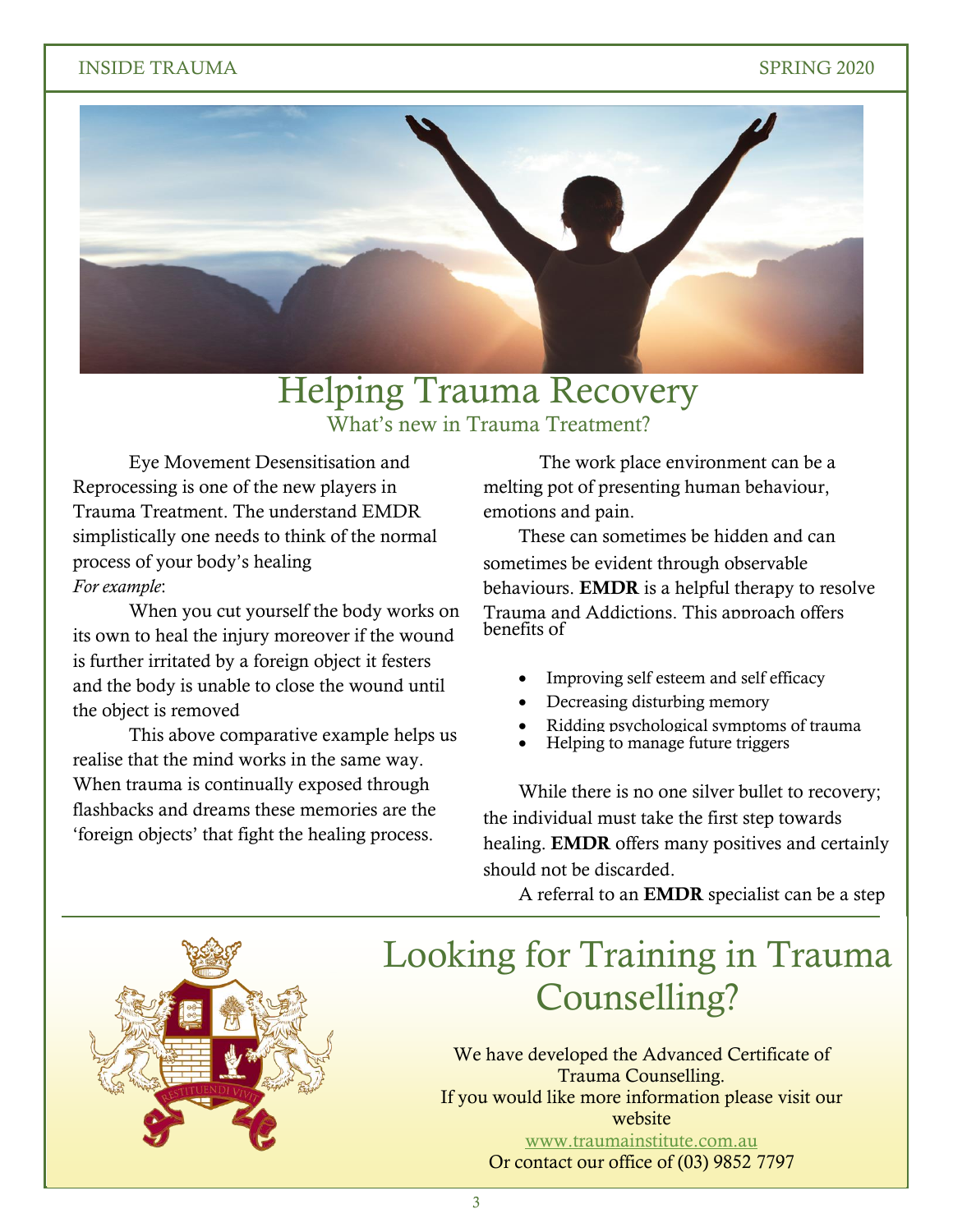# Helping Trauma Recovery

## What's new in Trauma Treatment?

Eye Movement Desensitisation and Reprocessing is one of the new players in Trauma Treatment. The understand EMDR simplistically one needs to think of the normal process of your body's healing

*For example*:

When you cut yourself the body works on its own to heal the injury moreover if the wound is further irritated by a foreign object it festers and the body is unable to close the wound until the object is removed

This above comparative example helps us realise that the mind works in the same way. When trauma is continually exposed through flashbacks and dreams these memories are the 'foreign objects' that fight the healing process.

The work place environment can be a melting pot of presenting human behaviour, emotions and pain.

These can sometimes be hidden and can sometimes be evident through observable behaviours. **EMDR** is a helpful therapy to resolve Trauma and Addictions. This approach offers benefits of

- Improving self esteem and self efficacy
- Decreasing disturbing memory
- Ridding psychological symptoms of trauma
- Helping to manage future triggers

While there is no one silver bullet to recovery; the individual must take the first step towards healing. **EMDR** offers many positives and certainly should not be discarded.

A referral to an **EMDR** specialist can be a step

# Looking for Training in Trauma Counselling?

We have developed the Advanced Certificate of Trauma Counselling.
If you would like more information please visit our website
www.traumainstitute.com.au
Or contact our office of (03) 9852 7797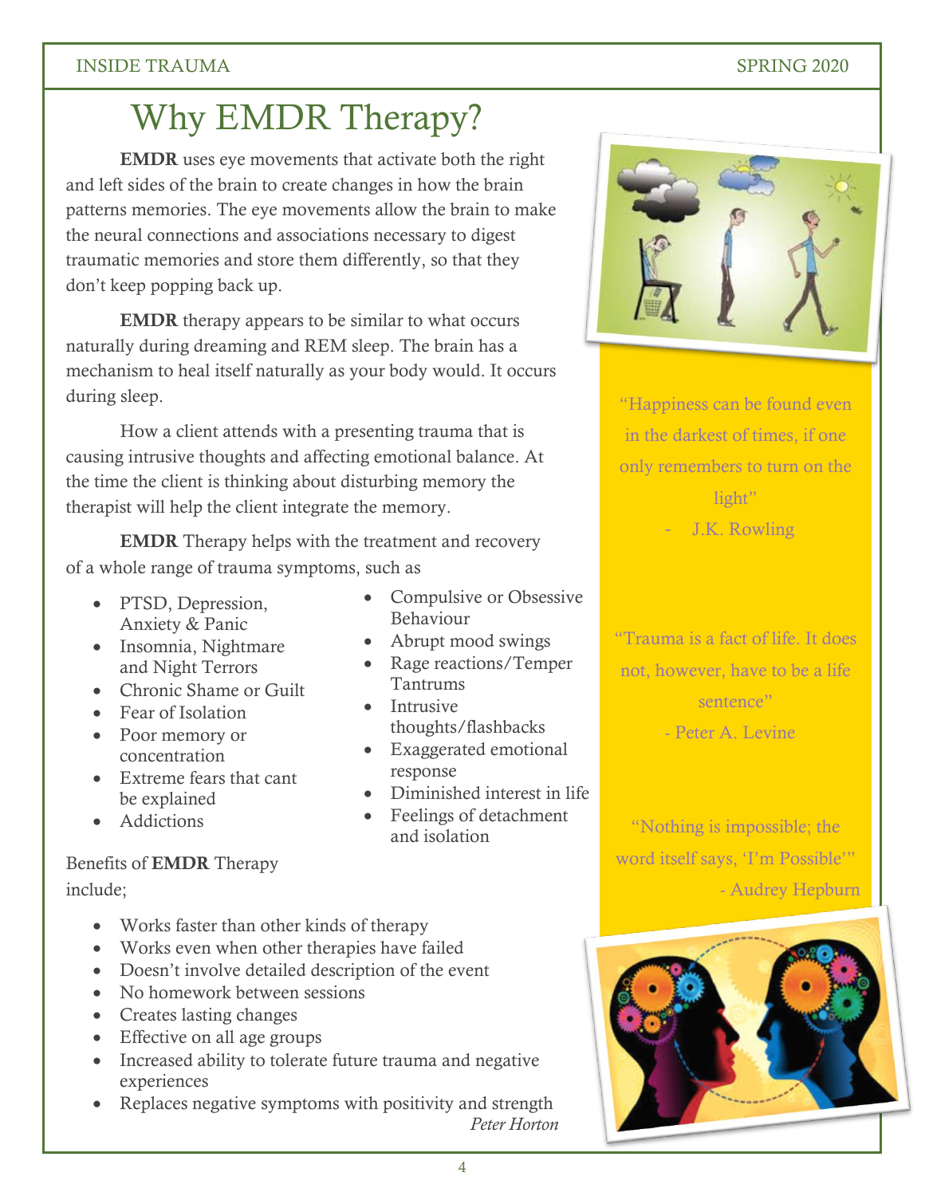# Why EMDR Therapy?

**EMDR** uses eye movements that activate both the right and left sides of the brain to create changes in how the brain patterns memories. The eye movements allow the brain to make the neural connections and associations necessary to digest traumatic memories and store them differently, so that they don't keep popping back up.

**EMDR** therapy appears to be similar to what occurs naturally during dreaming and REM sleep. The brain has a mechanism to heal itself naturally as your body would. It occurs during sleep.

How a client attends with a presenting trauma that is causing intrusive thoughts and affecting emotional balance. At the time the client is thinking about disturbing memory the therapist will help the client integrate the memory.

**EMDR** Therapy helps with the treatment and recovery of a whole range of trauma symptoms, such as

- PTSD, Depression, Anxiety & Panic
- Insomnia, Nightmare and Night Terrors
- Chronic Shame or Guilt
- Fear of Isolation
- Poor memory or concentration
- Extreme fears that cant be explained
- Addictions
- Compulsive or Obsessive Behaviour
- Abrupt mood swings
- Rage reactions/Temper Tantrums
- Intrusive thoughts/flashbacks
- Exaggerated emotional response
- Diminished interest in life
- Feelings of detachment and isolation

Benefits of **EMDR** Therapy include;

- Works faster than other kinds of therapy
- Works even when other therapies have failed
- Doesn't involve detailed description of the event
- No homework between sessions
- Creates lasting changes
- Effective on all age groups
- Increased ability to tolerate future trauma and negative experiences
- Replaces negative symptoms with positivity and strength

*Peter Horton*

"Happiness can be found even in the darkest of times, if one only remembers to turn on the light"
- J.K. Rowling

"Trauma is a fact of life. It does not, however, have to be a life sentence"
- Peter A. Levine

"Nothing is impossible; the word itself says, 'I'm Possible'"
- Audrey Hepburn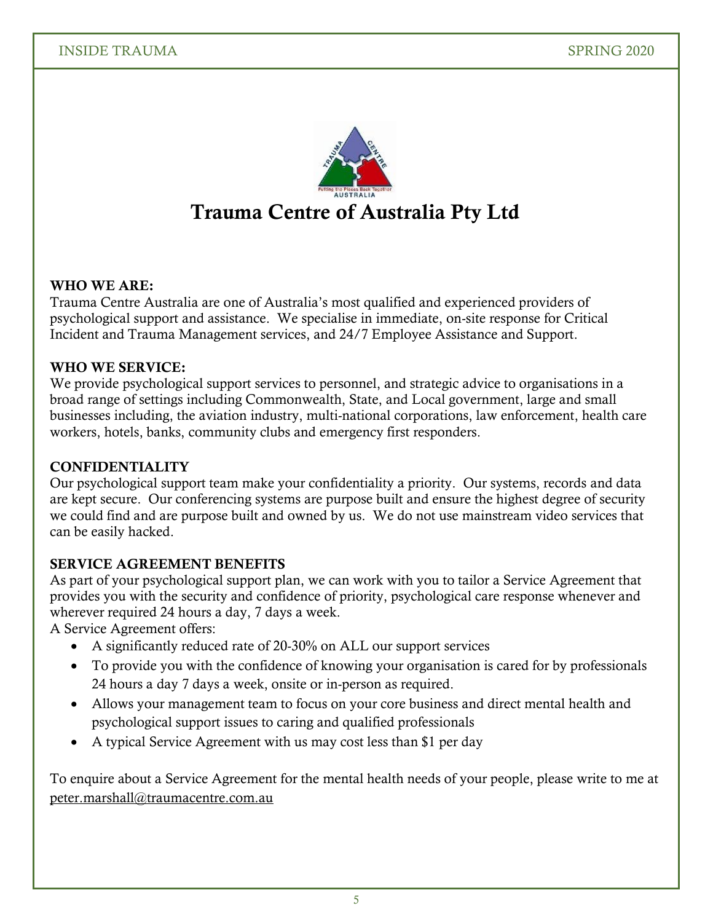# Trauma Centre of Australia Pty Ltd

**WHO WE ARE:**

Trauma Centre Australia are one of Australia's most qualified and experienced providers of psychological support and assistance. We specialise in immediate, on-site response for Critical Incident and Trauma Management services, and 24/7 Employee Assistance and Support.

**WHO WE SERVICE:**

We provide psychological support services to personnel, and strategic advice to organisations in a broad range of settings including Commonwealth, State, and Local government, large and small businesses including, the aviation industry, multi-national corporations, law enforcement, health care workers, hotels, banks, community clubs and emergency first responders.

**CONFIDENTIALITY**

Our psychological support team make your confidentiality a priority. Our systems, records and data are kept secure. Our conferencing systems are purpose built and ensure the highest degree of security we could find and are purpose built and owned by us. We do not use mainstream video services that can be easily hacked.

**SERVICE AGREEMENT BENEFITS**

As part of your psychological support plan, we can work with you to tailor a Service Agreement that provides you with the security and confidence of priority, psychological care response whenever and wherever required 24 hours a day, 7 days a week.

A Service Agreement offers:

- A significantly reduced rate of 20-30% on ALL our support services
- To provide you with the confidence of knowing your organisation is cared for by professionals 24 hours a day 7 days a week, onsite or in-person as required.
- Allows your management team to focus on your core business and direct mental health and psychological support issues to caring and qualified professionals
- A typical Service Agreement with us may cost less than $1 per day

To enquire about a Service Agreement for the mental health needs of your people, please write to me at peter.marshall@traumacentre.com.au